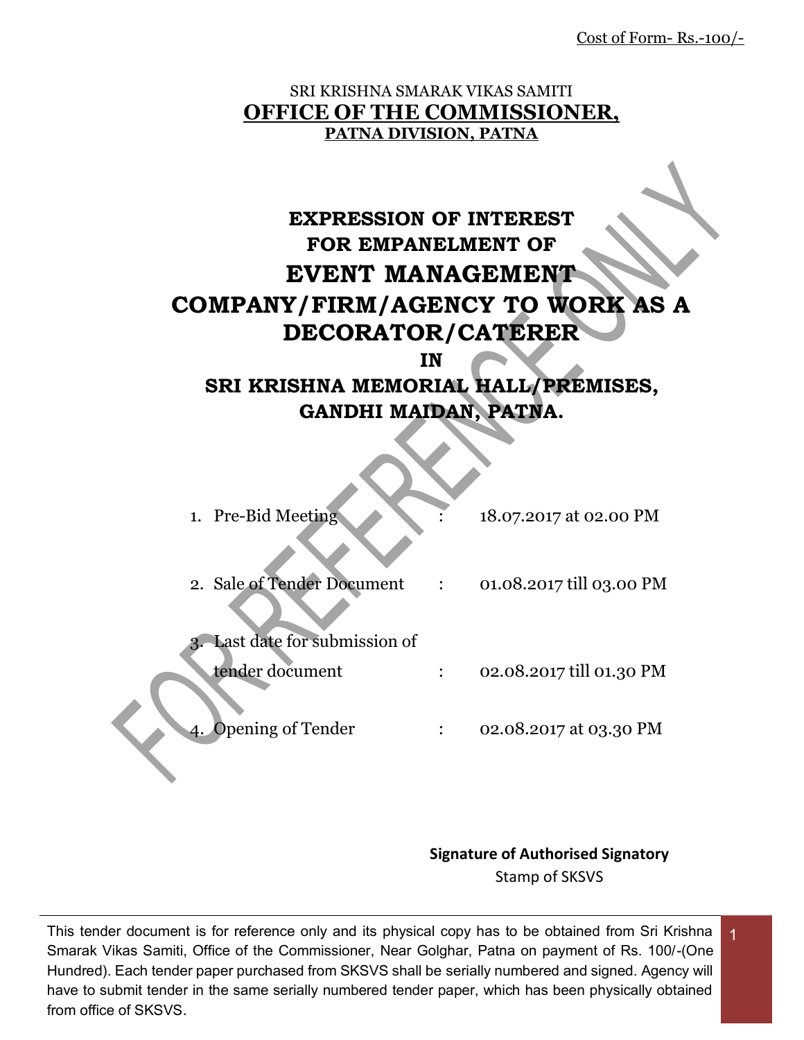Cost of Form- Rs.-100/-

SRI KRISHNA SMARAK VIKAS SAMITI

# OFFICE OF THE COMMISSIONER,

## PATNA DIVISION, PATNA

# EXPRESSION OF INTEREST FOR EMPANELMENT OF EVENT MANAGEMENT COMPANY/FIRM/AGENCY TO WORK AS A DECORATOR/CATERER IN SRI KRISHNA MEMORIAL HALL/PREMISES, GANDHI MAIDAN, PATNA.

1. Pre-Bid Meeting : 18.07.2017 at 02.00 PM
2. Sale of Tender Document : 01.08.2017 till 03.00 PM
3. Last date for submission of tender document : 02.08.2017 till 01.30 PM
4. Opening of Tender : 02.08.2017 at 03.30 PM

**Signature of Authorised Signatory**
Stamp of SKSVS

This tender document is for reference only and its physical copy has to be obtained from Sri Krishna Smarak Vikas Samiti, Office of the Commissioner, Near Golghar, Patna on payment of Rs. 100/-(One Hundred). Each tender paper purchased from SKSVS shall be serially numbered and signed. Agency will have to submit tender in the same serially numbered tender paper, which has been physically obtained from office of SKSVS.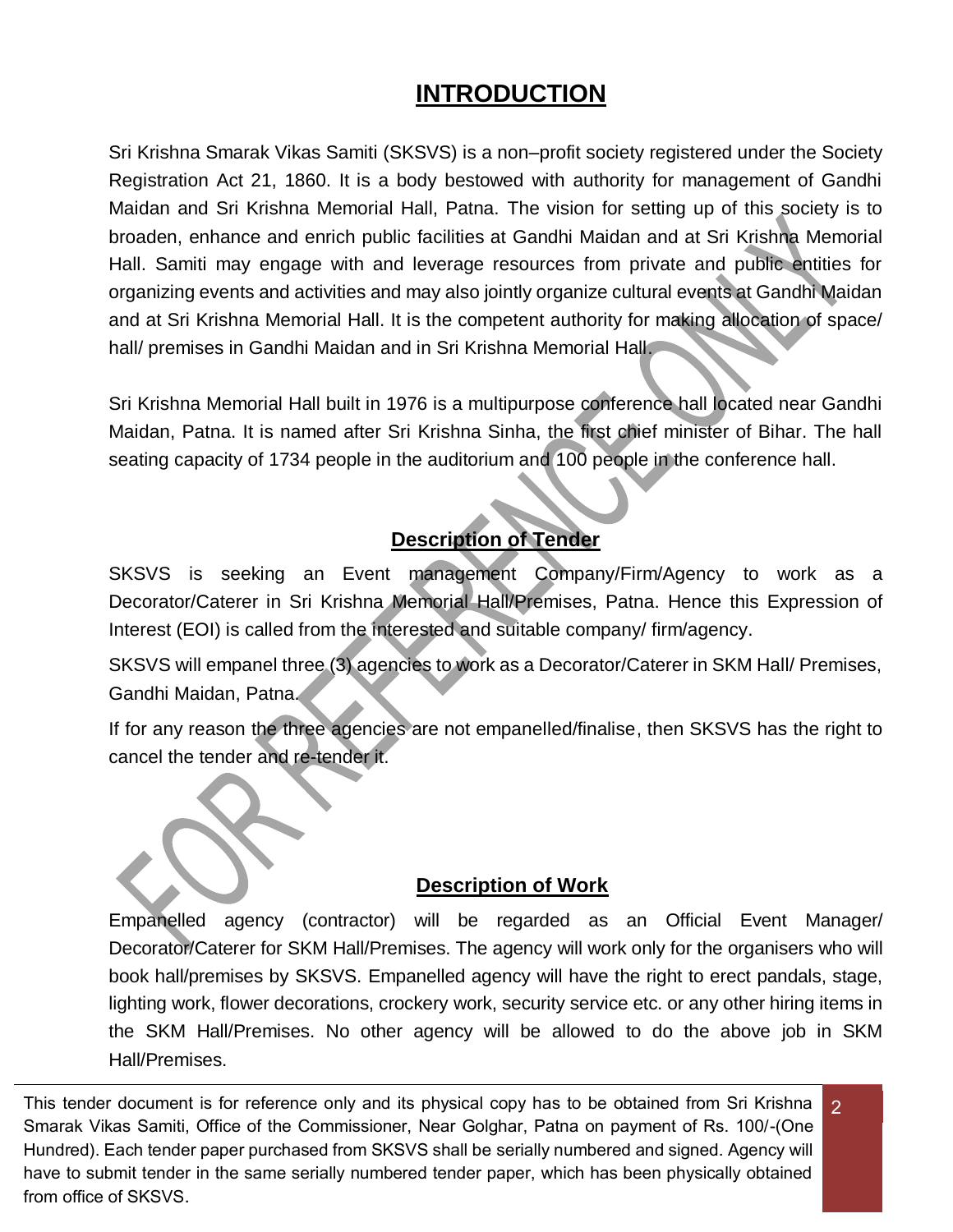# INTRODUCTION

Sri Krishna Smarak Vikas Samiti (SKSVS) is a non–profit society registered under the Society Registration Act 21, 1860. It is a body bestowed with authority for management of Gandhi Maidan and Sri Krishna Memorial Hall, Patna. The vision for setting up of this society is to broaden, enhance and enrich public facilities at Gandhi Maidan and at Sri Krishna Memorial Hall. Samiti may engage with and leverage resources from private and public entities for organizing events and activities and may also jointly organize cultural events at Gandhi Maidan and at Sri Krishna Memorial Hall. It is the competent authority for making allocation of space/ hall/ premises in Gandhi Maidan and in Sri Krishna Memorial Hall.

Sri Krishna Memorial Hall built in 1976 is a multipurpose conference hall located near Gandhi Maidan, Patna. It is named after Sri Krishna Sinha, the first chief minister of Bihar. The hall seating capacity of 1734 people in the auditorium and 100 people in the conference hall.

## Description of Tender

SKSVS is seeking an Event management Company/Firm/Agency to work as a Decorator/Caterer in Sri Krishna Memorial Hall/Premises, Patna. Hence this Expression of Interest (EOI) is called from the interested and suitable company/ firm/agency.

SKSVS will empanel three (3) agencies to work as a Decorator/Caterer in SKM Hall/ Premises, Gandhi Maidan, Patna.

If for any reason the three agencies are not empanelled/finalise, then SKSVS has the right to cancel the tender and re-tender it.

## Description of Work

Empanelled agency (contractor) will be regarded as an Official Event Manager/ Decorator/Caterer for SKM Hall/Premises. The agency will work only for the organisers who will book hall/premises by SKSVS. Empanelled agency will have the right to erect pandals, stage, lighting work, flower decorations, crockery work, security service etc. or any other hiring items in the SKM Hall/Premises. No other agency will be allowed to do the above job in SKM Hall/Premises.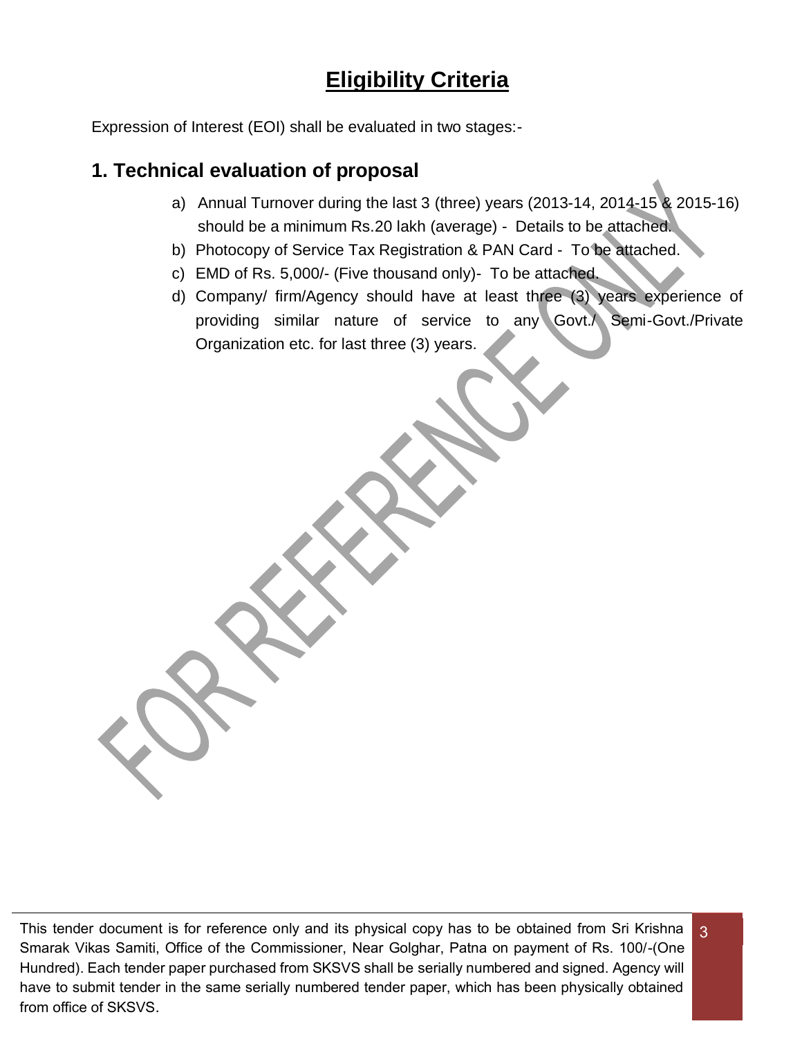# Eligibility Criteria

Expression of Interest (EOI) shall be evaluated in two stages:-

## 1. Technical evaluation of proposal

a) Annual Turnover during the last 3 (three) years (2013-14, 2014-15 & 2015-16) should be a minimum Rs.20 lakh (average) - Details to be attached.

b) Photocopy of Service Tax Registration & PAN Card - To be attached.

c) EMD of Rs. 5,000/- (Five thousand only)- To be attached.

d) Company/ firm/Agency should have at least three (3) years experience of providing similar nature of service to any Govt./ Semi-Govt./Private Organization etc. for last three (3) years.

This tender document is for reference only and its physical copy has to be obtained from Sri Krishna Smarak Vikas Samiti, Office of the Commissioner, Near Golghar, Patna on payment of Rs. 100/-(One Hundred). Each tender paper purchased from SKSVS shall be serially numbered and signed. Agency will have to submit tender in the same serially numbered tender paper, which has been physically obtained from office of SKSVS.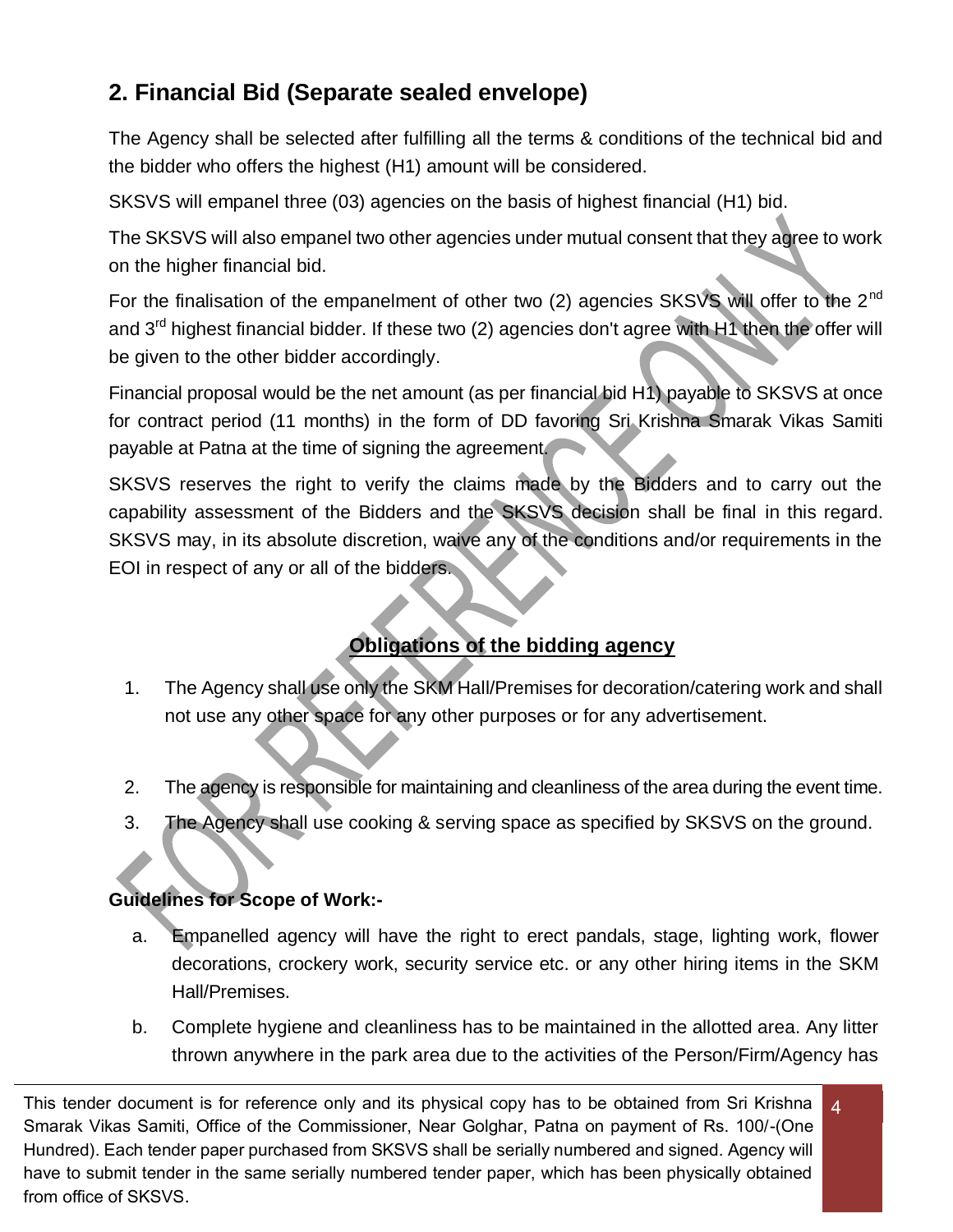## 2. Financial Bid (Separate sealed envelope)

The Agency shall be selected after fulfilling all the terms & conditions of the technical bid and the bidder who offers the highest (H1) amount will be considered.

SKSVS will empanel three (03) agencies on the basis of highest financial (H1) bid.

The SKSVS will also empanel two other agencies under mutual consent that they agree to work on the higher financial bid.

For the finalisation of the empanelment of other two (2) agencies SKSVS will offer to the 2nd and 3rd highest financial bidder. If these two (2) agencies don't agree with H1 then the offer will be given to the other bidder accordingly.

Financial proposal would be the net amount (as per financial bid H1) payable to SKSVS at once for contract period (11 months) in the form of DD favoring Sri Krishna Smarak Vikas Samiti payable at Patna at the time of signing the agreement.

SKSVS reserves the right to verify the claims made by the Bidders and to carry out the capability assessment of the Bidders and the SKSVS decision shall be final in this regard. SKSVS may, in its absolute discretion, waive any of the conditions and/or requirements in the EOI in respect of any or all of the bidders.

**Obligations of the bidding agency**

1. The Agency shall use only the SKM Hall/Premises for decoration/catering work and shall not use any other space for any other purposes or for any advertisement.

2. The agency is responsible for maintaining and cleanliness of the area during the event time.
3. The Agency shall use cooking & serving space as specified by SKSVS on the ground.

**Guidelines for Scope of Work:-**

a. Empanelled agency will have the right to erect pandals, stage, lighting work, flower decorations, crockery work, security service etc. or any other hiring items in the SKM Hall/Premises.

b. Complete hygiene and cleanliness has to be maintained in the allotted area. Any litter thrown anywhere in the park area due to the activities of the Person/Firm/Agency has

This tender document is for reference only and its physical copy has to be obtained from Sri Krishna Smarak Vikas Samiti, Office of the Commissioner, Near Golghar, Patna on payment of Rs. 100/-(One Hundred). Each tender paper purchased from SKSVS shall be serially numbered and signed. Agency will have to submit tender in the same serially numbered tender paper, which has been physically obtained from office of SKSVS.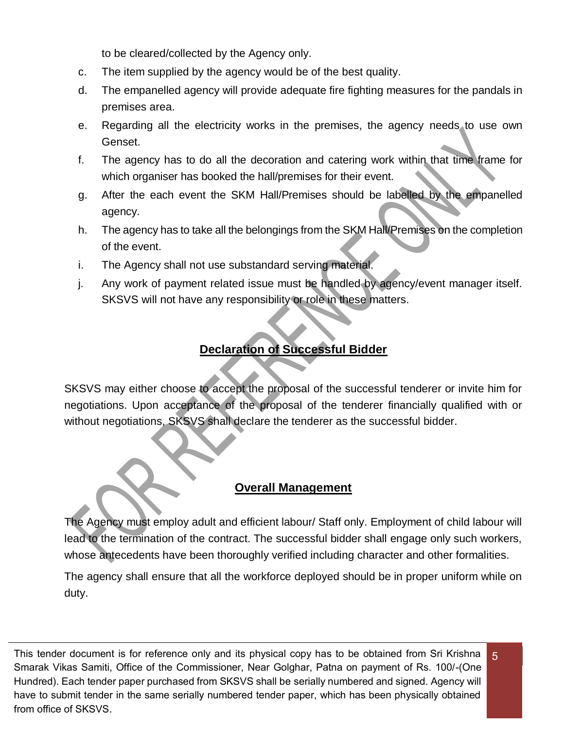to be cleared/collected by the Agency only.

c. The item supplied by the agency would be of the best quality.

d. The empanelled agency will provide adequate fire fighting measures for the pandals in premises area.

e. Regarding all the electricity works in the premises, the agency needs to use own Genset.

f. The agency has to do all the decoration and catering work within that time frame for which organiser has booked the hall/premises for their event.

g. After the each event the SKM Hall/Premises should be labelled by the empanelled agency.

h. The agency has to take all the belongings from the SKM Hall/Premises on the completion of the event.

i. The Agency shall not use substandard serving material.

j. Any work of payment related issue must be handled by agency/event manager itself. SKSVS will not have any responsibility or role in these matters.

## Declaration of Successful Bidder

SKSVS may either choose to accept the proposal of the successful tenderer or invite him for negotiations. Upon acceptance of the proposal of the tenderer financially qualified with or without negotiations, SKSVS shall declare the tenderer as the successful bidder.

## Overall Management

The Agency must employ adult and efficient labour/ Staff only. Employment of child labour will lead to the termination of the contract. The successful bidder shall engage only such workers, whose antecedents have been thoroughly verified including character and other formalities.

The agency shall ensure that all the workforce deployed should be in proper uniform while on duty.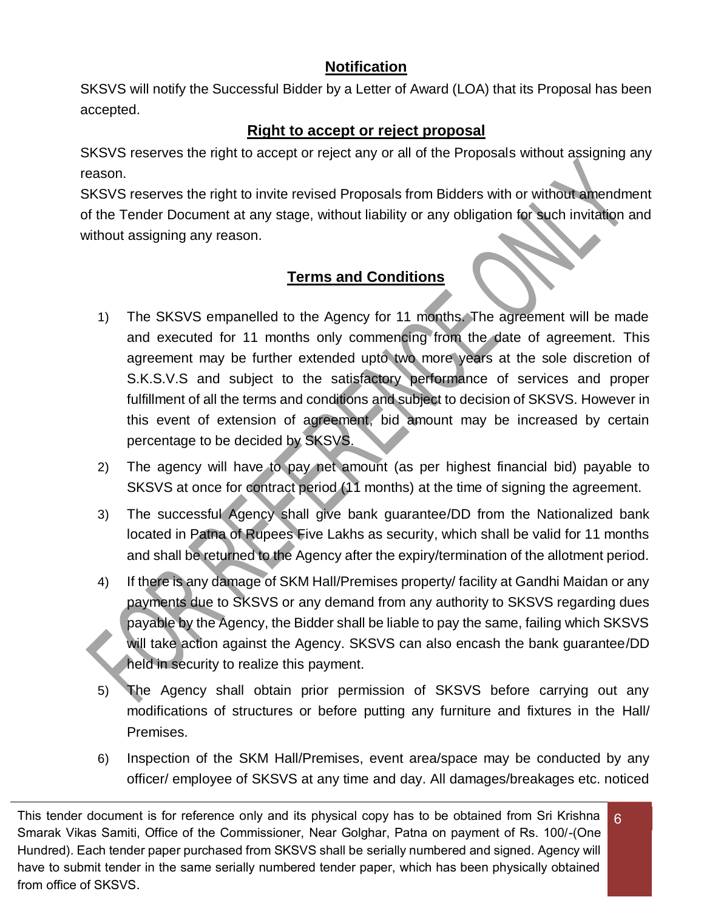## Notification

SKSVS will notify the Successful Bidder by a Letter of Award (LOA) that its Proposal has been accepted.

## Right to accept or reject proposal

SKSVS reserves the right to accept or reject any or all of the Proposals without assigning any reason.

SKSVS reserves the right to invite revised Proposals from Bidders with or without amendment of the Tender Document at any stage, without liability or any obligation for such invitation and without assigning any reason.

## Terms and Conditions

1) The SKSVS empanelled to the Agency for 11 months. The agreement will be made and executed for 11 months only commencing from the date of agreement. This agreement may be further extended upto two more years at the sole discretion of S.K.S.V.S and subject to the satisfactory performance of services and proper fulfillment of all the terms and conditions and subject to decision of SKSVS. However in this event of extension of agreement, bid amount may be increased by certain percentage to be decided by SKSVS.
2) The agency will have to pay net amount (as per highest financial bid) payable to SKSVS at once for contract period (11 months) at the time of signing the agreement.
3) The successful Agency shall give bank guarantee/DD from the Nationalized bank located in Patna of Rupees Five Lakhs as security, which shall be valid for 11 months and shall be returned to the Agency after the expiry/termination of the allotment period.
4) If there is any damage of SKM Hall/Premises property/ facility at Gandhi Maidan or any payments due to SKSVS or any demand from any authority to SKSVS regarding dues payable by the Agency, the Bidder shall be liable to pay the same, failing which SKSVS will take action against the Agency. SKSVS can also encash the bank guarantee/DD held in security to realize this payment.
5) The Agency shall obtain prior permission of SKSVS before carrying out any modifications of structures or before putting any furniture and fixtures in the Hall/ Premises.
6) Inspection of the SKM Hall/Premises, event area/space may be conducted by any officer/ employee of SKSVS at any time and day. All damages/breakages etc. noticed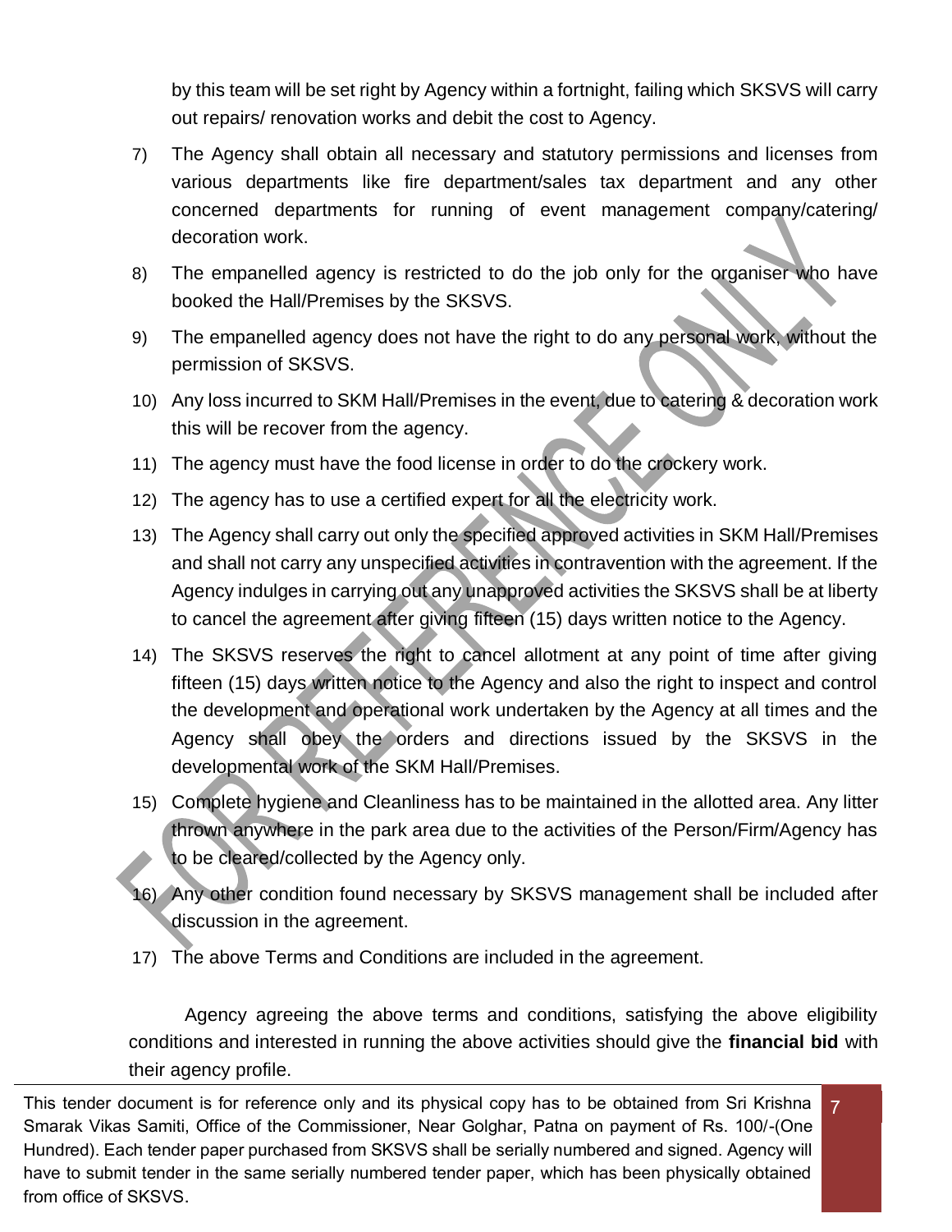by this team will be set right by Agency within a fortnight, failing which SKSVS will carry out repairs/ renovation works and debit the cost to Agency.

7) The Agency shall obtain all necessary and statutory permissions and licenses from various departments like fire department/sales tax department and any other concerned departments for running of event management company/catering/ decoration work.

8) The empanelled agency is restricted to do the job only for the organiser who have booked the Hall/Premises by the SKSVS.

9) The empanelled agency does not have the right to do any personal work, without the permission of SKSVS.

10) Any loss incurred to SKM Hall/Premises in the event, due to catering & decoration work this will be recover from the agency.

11) The agency must have the food license in order to do the crockery work.

12) The agency has to use a certified expert for all the electricity work.

13) The Agency shall carry out only the specified approved activities in SKM Hall/Premises and shall not carry any unspecified activities in contravention with the agreement. If the Agency indulges in carrying out any unapproved activities the SKSVS shall be at liberty to cancel the agreement after giving fifteen (15) days written notice to the Agency.

14) The SKSVS reserves the right to cancel allotment at any point of time after giving fifteen (15) days written notice to the Agency and also the right to inspect and control the development and operational work undertaken by the Agency at all times and the Agency shall obey the orders and directions issued by the SKSVS in the developmental work of the SKM Hall/Premises.

15) Complete hygiene and Cleanliness has to be maintained in the allotted area. Any litter thrown anywhere in the park area due to the activities of the Person/Firm/Agency has to be cleared/collected by the Agency only.

16) Any other condition found necessary by SKSVS management shall be included after discussion in the agreement.

17) The above Terms and Conditions are included in the agreement.

Agency agreeing the above terms and conditions, satisfying the above eligibility conditions and interested in running the above activities should give the **financial bid** with their agency profile.

This tender document is for reference only and its physical copy has to be obtained from Sri Krishna Smarak Vikas Samiti, Office of the Commissioner, Near Golghar, Patna on payment of Rs. 100/-(One Hundred). Each tender paper purchased from SKSVS shall be serially numbered and signed. Agency will have to submit tender in the same serially numbered tender paper, which has been physically obtained from office of SKSVS.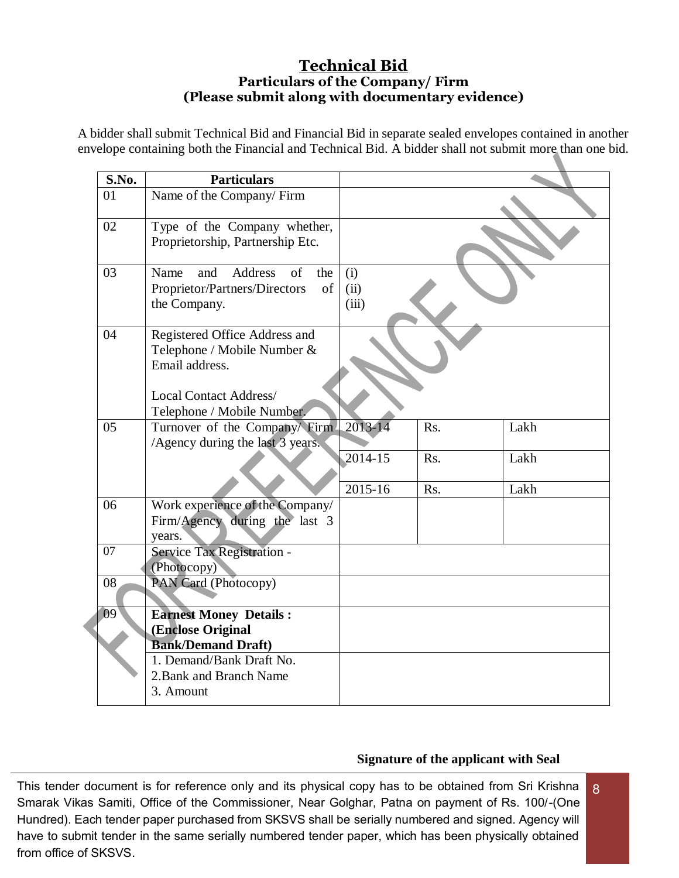# Technical Bid

### Particulars of the Company/ Firm

### (Please submit along with documentary evidence)

A bidder shall submit Technical Bid and Financial Bid in separate sealed envelopes contained in another envelope containing both the Financial and Technical Bid. A bidder shall not submit more than one bid.

| S.No. | Particulars | | | |
|---|---|---|---|---|
| 01 | Name of the Company/ Firm | | | |
| 02 | Type of the Company whether, Proprietorship, Partnership Etc. | | | |
| 03 | Name and Address of the Proprietor/Partners/Directors of the Company. | (i)<br>(ii)<br>(iii) | | |
| 04 | Registered Office Address and Telephone / Mobile Number & Email address.<br><br>Local Contact Address/ Telephone / Mobile Number. | | | |
| 05 | Turnover of the Company/ Firm /Agency during the last 3 years. | 2013-14 | Rs. | Lakh |
| | | 2014-15 | Rs. | Lakh |
| | | 2015-16 | Rs. | Lakh |
| 06 | Work experience of the Company/ Firm/Agency during the last 3 years. | | | |
| 07 | Service Tax Registration - (Photocopy) | | | |
| 08 | PAN Card (Photocopy) | | | |
| 09 | **Earnest Money Details : (Enclose Original Bank/Demand Draft)** | | | |
| | 1. Demand/Bank Draft No.<br>2.Bank and Branch Name<br>3. Amount | | | |

**Signature of the applicant with Seal**

This tender document is for reference only and its physical copy has to be obtained from Sri Krishna Smarak Vikas Samiti, Office of the Commissioner, Near Golghar, Patna on payment of Rs. 100/-(One Hundred). Each tender paper purchased from SKSVS shall be serially numbered and signed. Agency will have to submit tender in the same serially numbered tender paper, which has been physically obtained from office of SKSVS.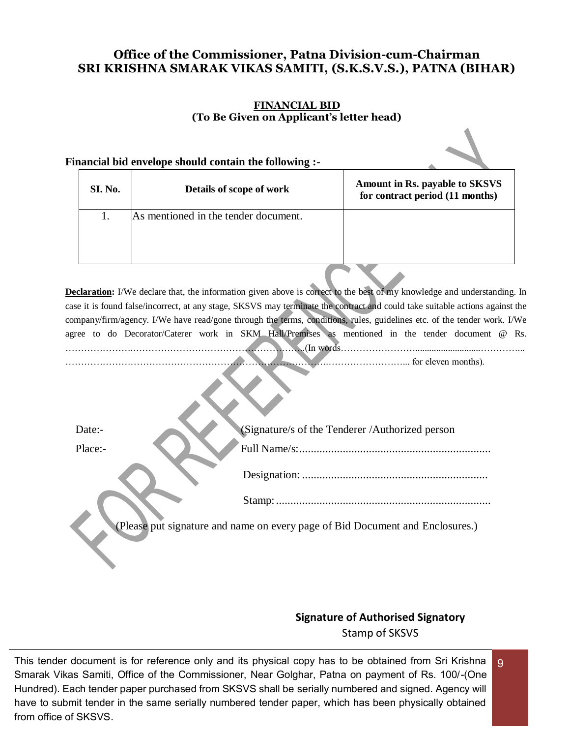## Office of the Commissioner, Patna Division-cum-Chairman
## SRI KRISHNA SMARAK VIKAS SAMITI, (S.K.S.V.S.), PATNA (BIHAR)

**FINANCIAL BID**
**(To Be Given on Applicant's letter head)**

**Financial bid envelope should contain the following :-**

| SI. No. | Details of scope of work | Amount in Rs. payable to SKSVS for contract period (11 months) |
|---|---|---|
| 1. | As mentioned in the tender document. | |

**Declaration:** I/We declare that, the information given above is correct to the best of my knowledge and understanding. In case it is found false/incorrect, at any stage, SKSVS may terminate the contract and could take suitable actions against the company/firm/agency. I/We have read/gone through the terms, conditions, rules, guidelines etc. of the tender work. I/We agree to do Decorator/Caterer work in SKM Hall/Premises as mentioned in the tender document @ Rs. ……………………………………………………………..(In words…………………….........................…………... …………………………………………………………………………………………………... for eleven months).

Date:- (Signature/s of the Tenderer /Authorized person

Place:- Full Name/s:.................................................................

Designation: ...............................................................

Stamp:..........................................................................

(Please put signature and name on every page of Bid Document and Enclosures.)

**Signature of Authorised Signatory**
Stamp of SKSVS

This tender document is for reference only and its physical copy has to be obtained from Sri Krishna Smarak Vikas Samiti, Office of the Commissioner, Near Golghar, Patna on payment of Rs. 100/-(One Hundred). Each tender paper purchased from SKSVS shall be serially numbered and signed. Agency will have to submit tender in the same serially numbered tender paper, which has been physically obtained from office of SKSVS.